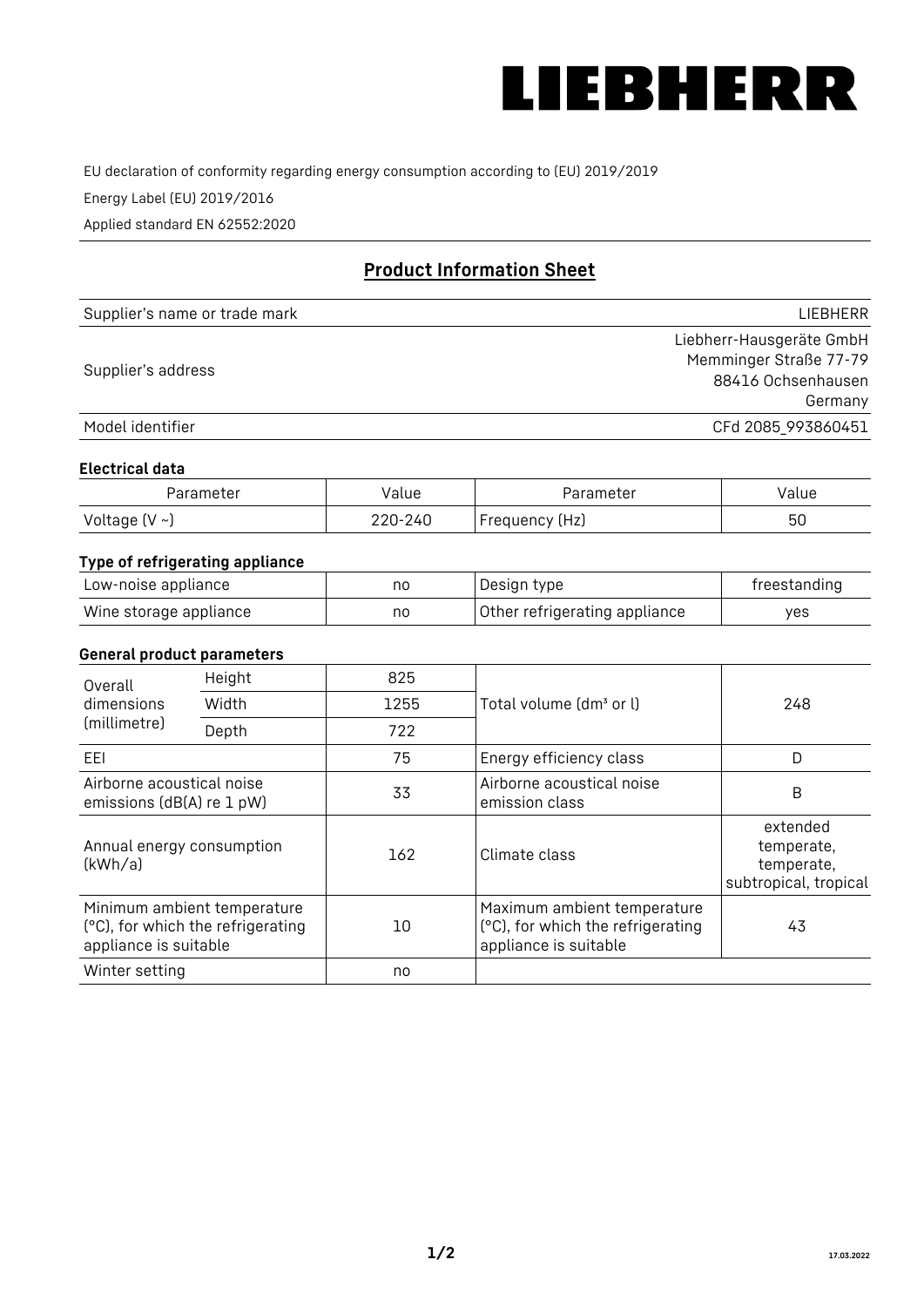# LIEBHERR

EU declaration of conformity regarding energy consumption according to (EU) 2019/2019

Energy Label (EU) 2019/2016

Applied standard EN 62552:2020

## Product Information Sheet

| | |
|---|---|
| Supplier's name or trade mark | LIEBHERR |
| Supplier's address | Liebherr-Hausgeräte GmbH<br>Memminger Straße 77-79<br>88416 Ochsenhausen<br>Germany |
| Model identifier | CFd 2085_993860451 |

### Electrical data

| Parameter | Value | Parameter | Value |
|---|---|---|---|
| Voltage (V ~) | 220-240 | Frequency (Hz) | 50 |

### Type of refrigerating appliance

| | | | |
|---|---|---|---|
| Low-noise appliance | no | Design type | freestanding |
| Wine storage appliance | no | Other refrigerating appliance | yes |

### General product parameters

| | | | | |
|---|---|---|---|---|
| Overall dimensions (millimetre) | Height | 825 | Total volume (dm³ or l) | 248 |
| | Width | 1255 | | |
| | Depth | 722 | | |
| EEI | | 75 | Energy efficiency class | D |
| Airborne acoustical noise emissions (dB(A) re 1 pW) | | 33 | Airborne acoustical noise emission class | B |
| Annual energy consumption (kWh/a) | | 162 | Climate class | extended temperate, temperate, subtropical, tropical |
| Minimum ambient temperature (°C), for which the refrigerating appliance is suitable | | 10 | Maximum ambient temperature (°C), for which the refrigerating appliance is suitable | 43 |
| Winter setting | | no | | |

17.03.2022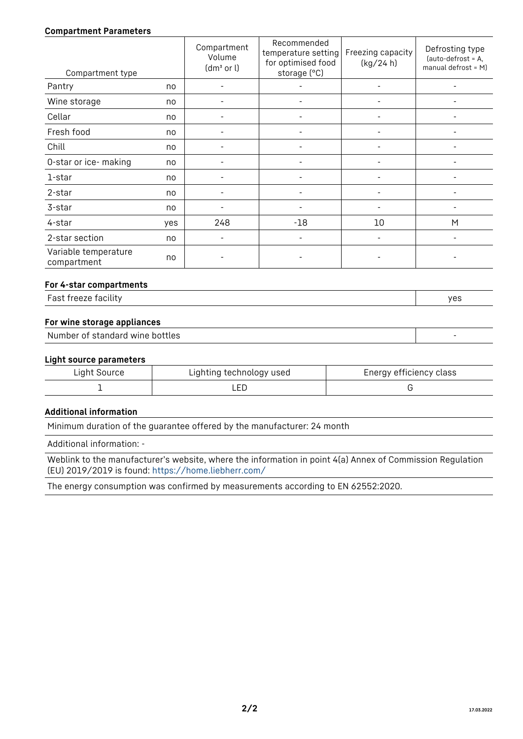**Compartment Parameters**

| Compartment type | | Compartment Volume (dm³ or l) | Recommended temperature setting for optimised food storage (°C) | Freezing capacity (kg/24 h) | Defrosting type (auto-defrost = A, manual defrost = M) |
|---|---|---|---|---|---|
| Pantry | no | - | - | - | - |
| Wine storage | no | - | - | - | - |
| Cellar | no | - | - | - | - |
| Fresh food | no | - | - | - | - |
| Chill | no | - | - | - | - |
| 0-star or ice- making | no | - | - | - | - |
| 1-star | no | - | - | - | - |
| 2-star | no | - | - | - | - |
| 3-star | no | - | - | - | - |
| 4-star | yes | 248 | -18 | 10 | M |
| 2-star section | no | - | - | - | - |
| Variable temperature compartment | no | - | - | - | - |

**For 4-star compartments**

| | |
|---|---|
| Fast freeze facility | yes |

**For wine storage appliances**

| | |
|---|---|
| Number of standard wine bottles | - |

**Light source parameters**

| Light Source | Lighting technology used | Energy efficiency class |
|---|---|---|
| 1 | LED | G |

**Additional information**

Minimum duration of the guarantee offered by the manufacturer: 24 month

Additional information: -

Weblink to the manufacturer's website, where the information in point 4(a) Annex of Commission Regulation (EU) 2019/2019 is found: https://home.liebherr.com/

The energy consumption was confirmed by measurements according to EN 62552:2020.

17.03.2022